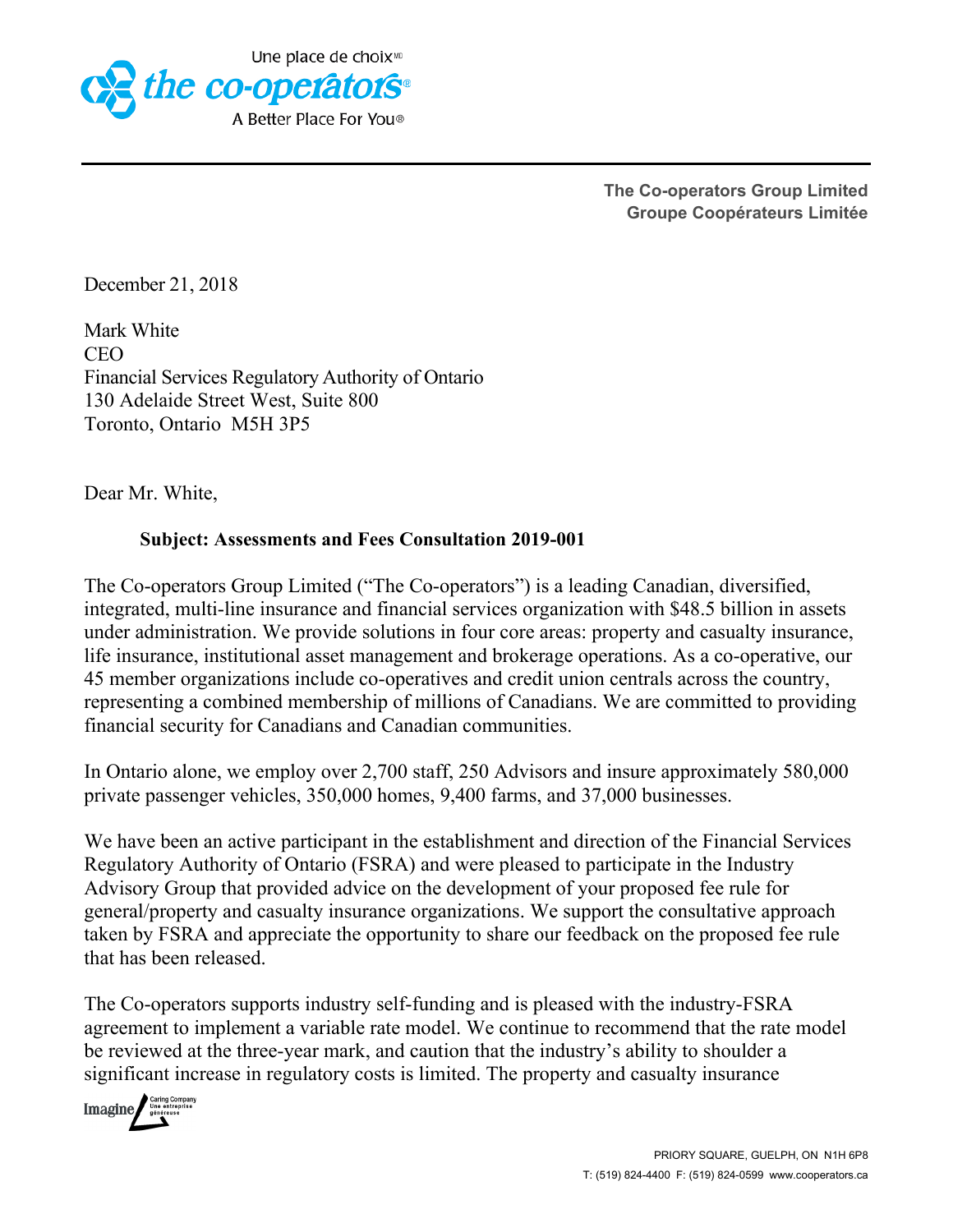**The Co-operators Group Limited**
**Groupe Coopérateurs Limitée**

December 21, 2018

Mark White
CEO
Financial Services Regulatory Authority of Ontario
130 Adelaide Street West, Suite 800
Toronto, Ontario M5H 3P5

Dear Mr. White,

**Subject: Assessments and Fees Consultation 2019-001**

The Co-operators Group Limited ("The Co-operators") is a leading Canadian, diversified, integrated, multi-line insurance and financial services organization with $48.5 billion in assets under administration. We provide solutions in four core areas: property and casualty insurance, life insurance, institutional asset management and brokerage operations. As a co-operative, our 45 member organizations include co-operatives and credit union centrals across the country, representing a combined membership of millions of Canadians. We are committed to providing financial security for Canadians and Canadian communities.

In Ontario alone, we employ over 2,700 staff, 250 Advisors and insure approximately 580,000 private passenger vehicles, 350,000 homes, 9,400 farms, and 37,000 businesses.

We have been an active participant in the establishment and direction of the Financial Services Regulatory Authority of Ontario (FSRA) and were pleased to participate in the Industry Advisory Group that provided advice on the development of your proposed fee rule for general/property and casualty insurance organizations. We support the consultative approach taken by FSRA and appreciate the opportunity to share our feedback on the proposed fee rule that has been released.

The Co-operators supports industry self-funding and is pleased with the industry-FSRA agreement to implement a variable rate model. We continue to recommend that the rate model be reviewed at the three-year mark, and caution that the industry's ability to shoulder a significant increase in regulatory costs is limited. The property and casualty insurance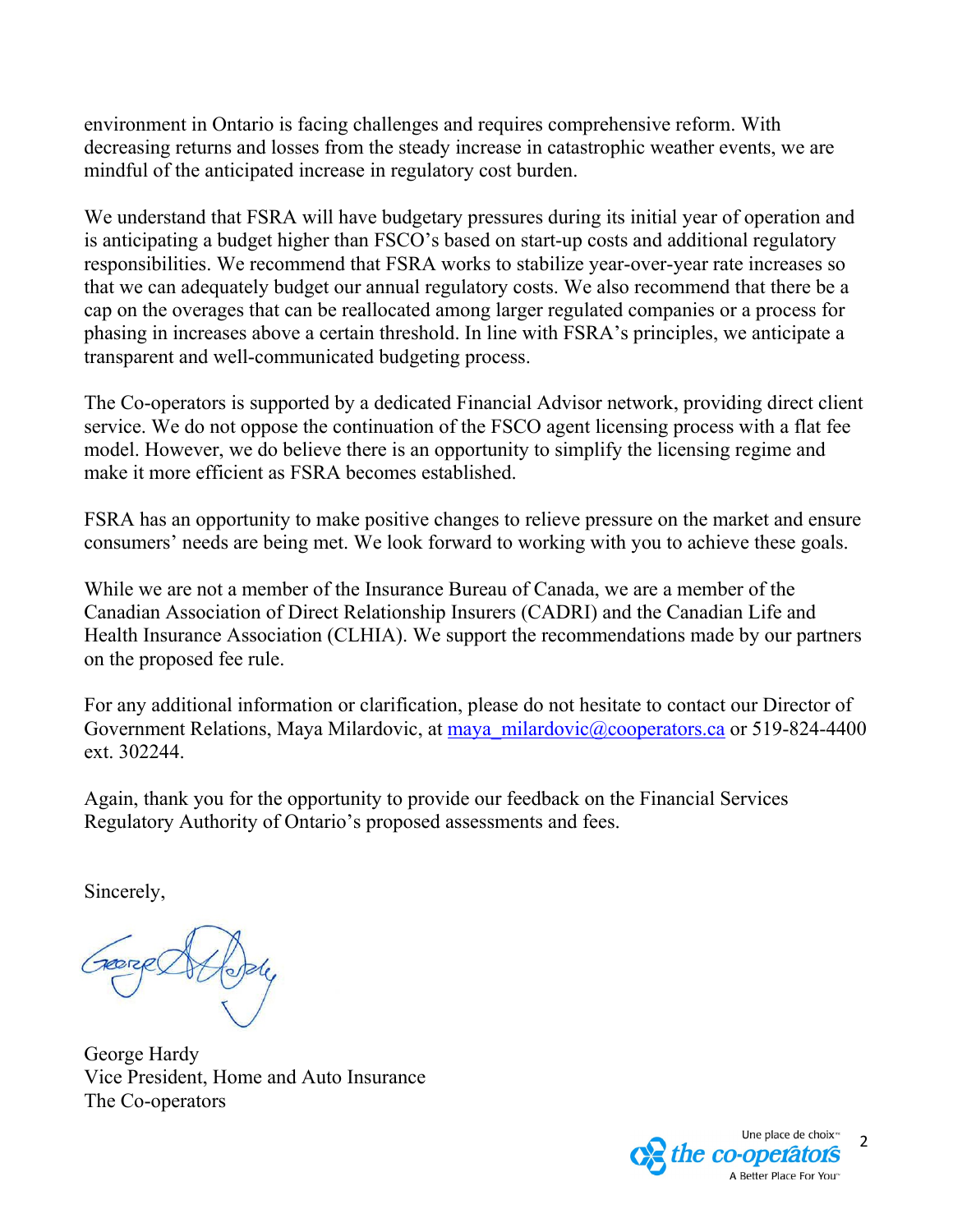environment in Ontario is facing challenges and requires comprehensive reform. With decreasing returns and losses from the steady increase in catastrophic weather events, we are mindful of the anticipated increase in regulatory cost burden.

We understand that FSRA will have budgetary pressures during its initial year of operation and is anticipating a budget higher than FSCO's based on start-up costs and additional regulatory responsibilities. We recommend that FSRA works to stabilize year-over-year rate increases so that we can adequately budget our annual regulatory costs. We also recommend that there be a cap on the overages that can be reallocated among larger regulated companies or a process for phasing in increases above a certain threshold. In line with FSRA's principles, we anticipate a transparent and well-communicated budgeting process.

The Co-operators is supported by a dedicated Financial Advisor network, providing direct client service. We do not oppose the continuation of the FSCO agent licensing process with a flat fee model. However, we do believe there is an opportunity to simplify the licensing regime and make it more efficient as FSRA becomes established.

FSRA has an opportunity to make positive changes to relieve pressure on the market and ensure consumers' needs are being met. We look forward to working with you to achieve these goals.

While we are not a member of the Insurance Bureau of Canada, we are a member of the Canadian Association of Direct Relationship Insurers (CADRI) and the Canadian Life and Health Insurance Association (CLHIA). We support the recommendations made by our partners on the proposed fee rule.

For any additional information or clarification, please do not hesitate to contact our Director of Government Relations, Maya Milardovic, at maya_milardovic@cooperators.ca or 519-824-4400 ext. 302244.

Again, thank you for the opportunity to provide our feedback on the Financial Services Regulatory Authority of Ontario's proposed assessments and fees.

Sincerely,

George Hardy
Vice President, Home and Auto Insurance
The Co-operators

Une place de choix
the co-operators
A Better Place For You